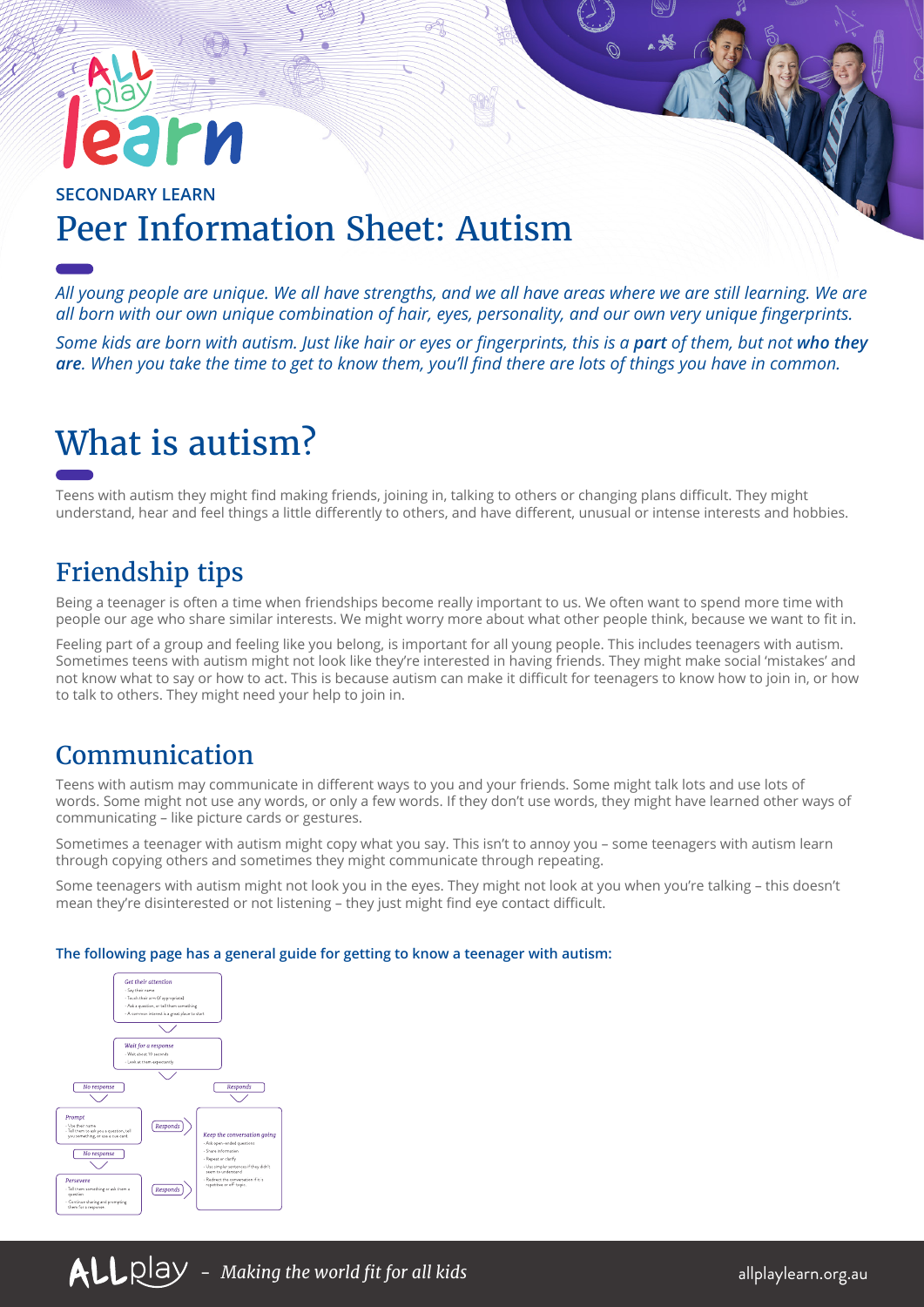SECONDARY LEARN

# Peer Information Sheet: Autism

*All young people are unique. We all have strengths, and we all have areas where we are still learning. We are all born with our own unique combination of hair, eyes, personality, and our own very unique fingerprints.*

*Some kids are born with autism. Just like hair or eyes or fingerprints, this is a* ***part*** *of them, but not* ***who they are****. When you take the time to get to know them, you'll find there are lots of things you have in common.*

# What is autism?

Teens with autism they might find making friends, joining in, talking to others or changing plans difficult. They might understand, hear and feel things a little differently to others, and have different, unusual or intense interests and hobbies.

## Friendship tips

Being a teenager is often a time when friendships become really important to us. We often want to spend more time with people our age who share similar interests. We might worry more about what other people think, because we want to fit in.

Feeling part of a group and feeling like you belong, is important for all young people. This includes teenagers with autism. Sometimes teens with autism might not look like they're interested in having friends. They might make social 'mistakes' and not know what to say or how to act. This is because autism can make it difficult for teenagers to know how to join in, or how to talk to others. They might need your help to join in.

## Communication

Teens with autism may communicate in different ways to you and your friends. Some might talk lots and use lots of words. Some might not use any words, or only a few words. If they don't use words, they might have learned other ways of communicating – like picture cards or gestures.

Sometimes a teenager with autism might copy what you say. This isn't to annoy you – some teenagers with autism learn through copying others and sometimes they might communicate through repeating.

Some teenagers with autism might not look you in the eyes. They might not look at you when you're talking – this doesn't mean they're disinterested or not listening – they just might find eye contact difficult.

**The following page has a general guide for getting to know a teenager with autism:**

*Get their attention*
- Say their name
- Touch their arm (if appropriate)
- Ask a question, or tell them something
- A common interest is a great place to start

*Wait for a response*
- Wait about 10 seconds
- Look at them expectantly

No response → *Prompt*
- Use their name
- Tell them to ask you a question, tell you something, or use a cue card

Prompt → Responds → *Keep the conversation going*

Prompt → No response → *Persevere*
- Tell them something or ask them a question
- Continue sharing and prompting them for a response

Persevere → Responds → *Keep the conversation going*

Wait for a response → Responds → *Keep the conversation going*
- Ask open-ended questions
- Share information
- Repeat or clarify
- Use simpler sentences if they didn't seem to understand
- Redirect the conversation if it's repetitive or off-topic

ALLplay – *Making the world fit for all kids*

allplaylearn.org.au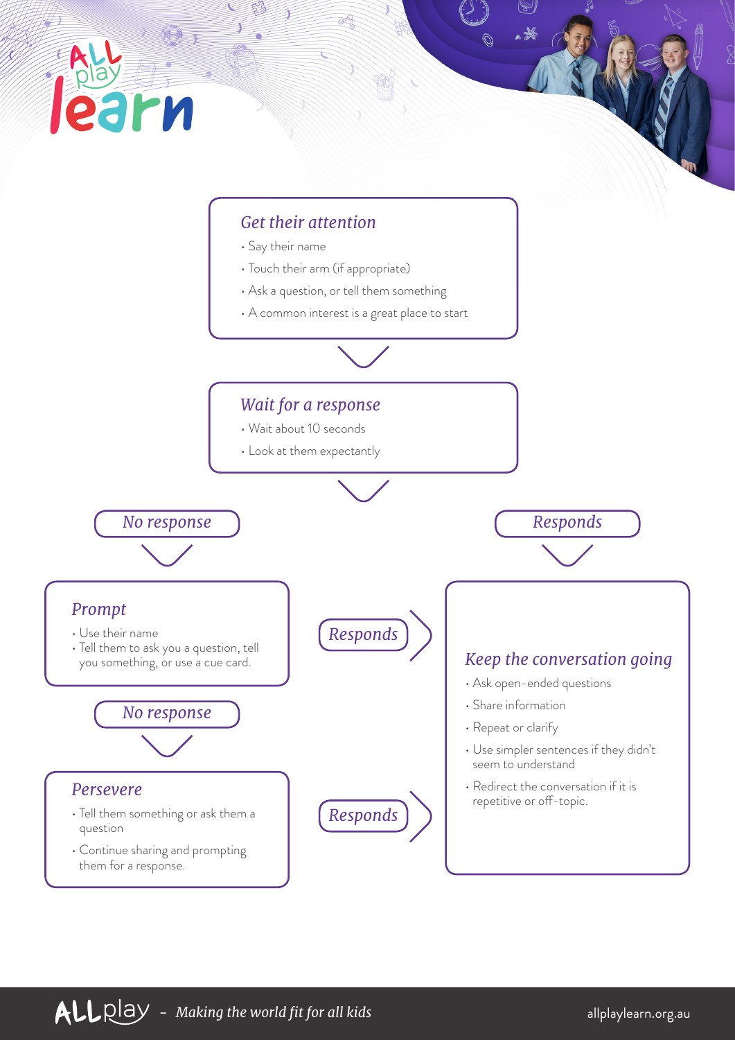## Get their attention

- Say their name
- Touch their arm (if appropriate)
- Ask a question, or tell them something
- A common interest is a great place to start

## Wait for a response

- Wait about 10 seconds
- Look at them expectantly

*No response*

## Prompt

- Use their name
- Tell them to ask you a question, tell you something, or use a cue card.

*Responds* → Keep the conversation going

*No response*

## Persevere

- Tell them something or ask them a question
- Continue sharing and prompting them for a response.

*Responds* → Keep the conversation going

*Responds*

## Keep the conversation going

- Ask open-ended questions
- Share information
- Repeat or clarify
- Use simpler sentences if they didn't seem to understand
- Redirect the conversation if it is repetitive or off-topic.

ALLplay – *Making the world fit for all kids*

allplaylearn.org.au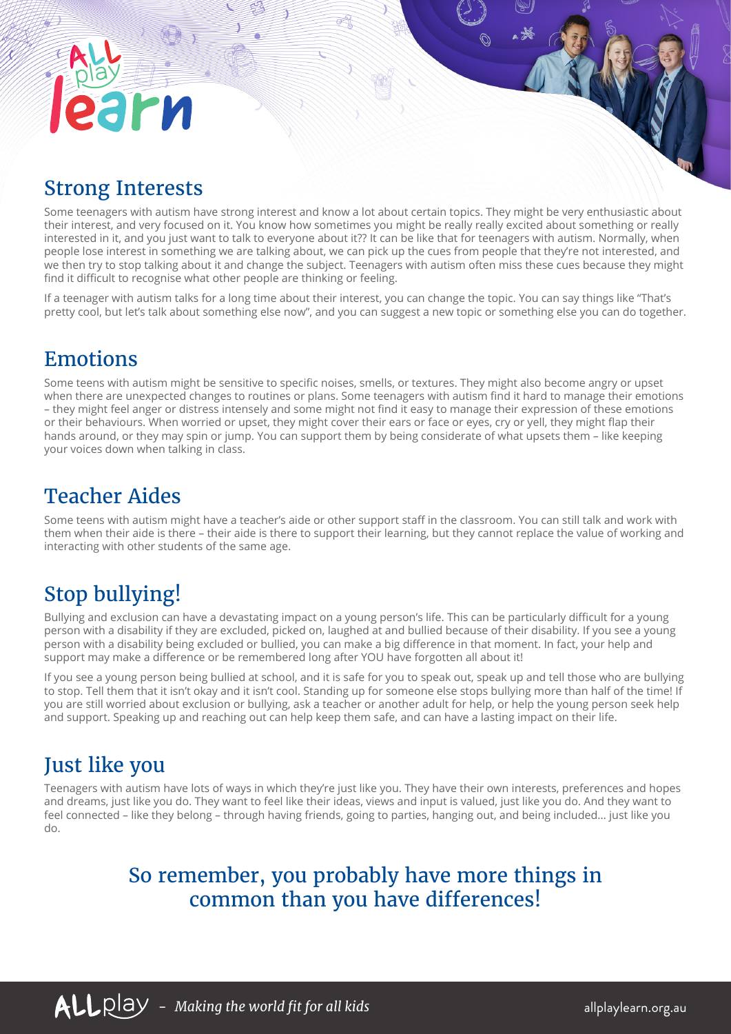## Strong Interests

Some teenagers with autism have strong interest and know a lot about certain topics. They might be very enthusiastic about their interest, and very focused on it. You know how sometimes you might be really really excited about something or really interested in it, and you just want to talk to everyone about it?? It can be like that for teenagers with autism. Normally, when people lose interest in something we are talking about, we can pick up the cues from people that they're not interested, and we then try to stop talking about it and change the subject. Teenagers with autism often miss these cues because they might find it difficult to recognise what other people are thinking or feeling.

If a teenager with autism talks for a long time about their interest, you can change the topic. You can say things like "That's pretty cool, but let's talk about something else now", and you can suggest a new topic or something else you can do together.

## Emotions

Some teens with autism might be sensitive to specific noises, smells, or textures. They might also become angry or upset when there are unexpected changes to routines or plans. Some teenagers with autism find it hard to manage their emotions – they might feel anger or distress intensely and some might not find it easy to manage their expression of these emotions or their behaviours. When worried or upset, they might cover their ears or face or eyes, cry or yell, they might flap their hands around, or they may spin or jump. You can support them by being considerate of what upsets them – like keeping your voices down when talking in class.

## Teacher Aides

Some teens with autism might have a teacher's aide or other support staff in the classroom. You can still talk and work with them when their aide is there – their aide is there to support their learning, but they cannot replace the value of working and interacting with other students of the same age.

## Stop bullying!

Bullying and exclusion can have a devastating impact on a young person's life. This can be particularly difficult for a young person with a disability if they are excluded, picked on, laughed at and bullied because of their disability. If you see a young person with a disability being excluded or bullied, you can make a big difference in that moment. In fact, your help and support may make a difference or be remembered long after YOU have forgotten all about it!

If you see a young person being bullied at school, and it is safe for you to speak out, speak up and tell those who are bullying to stop. Tell them that it isn't okay and it isn't cool. Standing up for someone else stops bullying more than half of the time! If you are still worried about exclusion or bullying, ask a teacher or another adult for help, or help the young person seek help and support. Speaking up and reaching out can help keep them safe, and can have a lasting impact on their life.

## Just like you

Teenagers with autism have lots of ways in which they're just like you. They have their own interests, preferences and hopes and dreams, just like you do. They want to feel like their ideas, views and input is valued, just like you do. And they want to feel connected – like they belong – through having friends, going to parties, hanging out, and being included... just like you do.

### So remember, you probably have more things in common than you have differences!

ALLplay – *Making the world fit for all kids*

allplaylearn.org.au